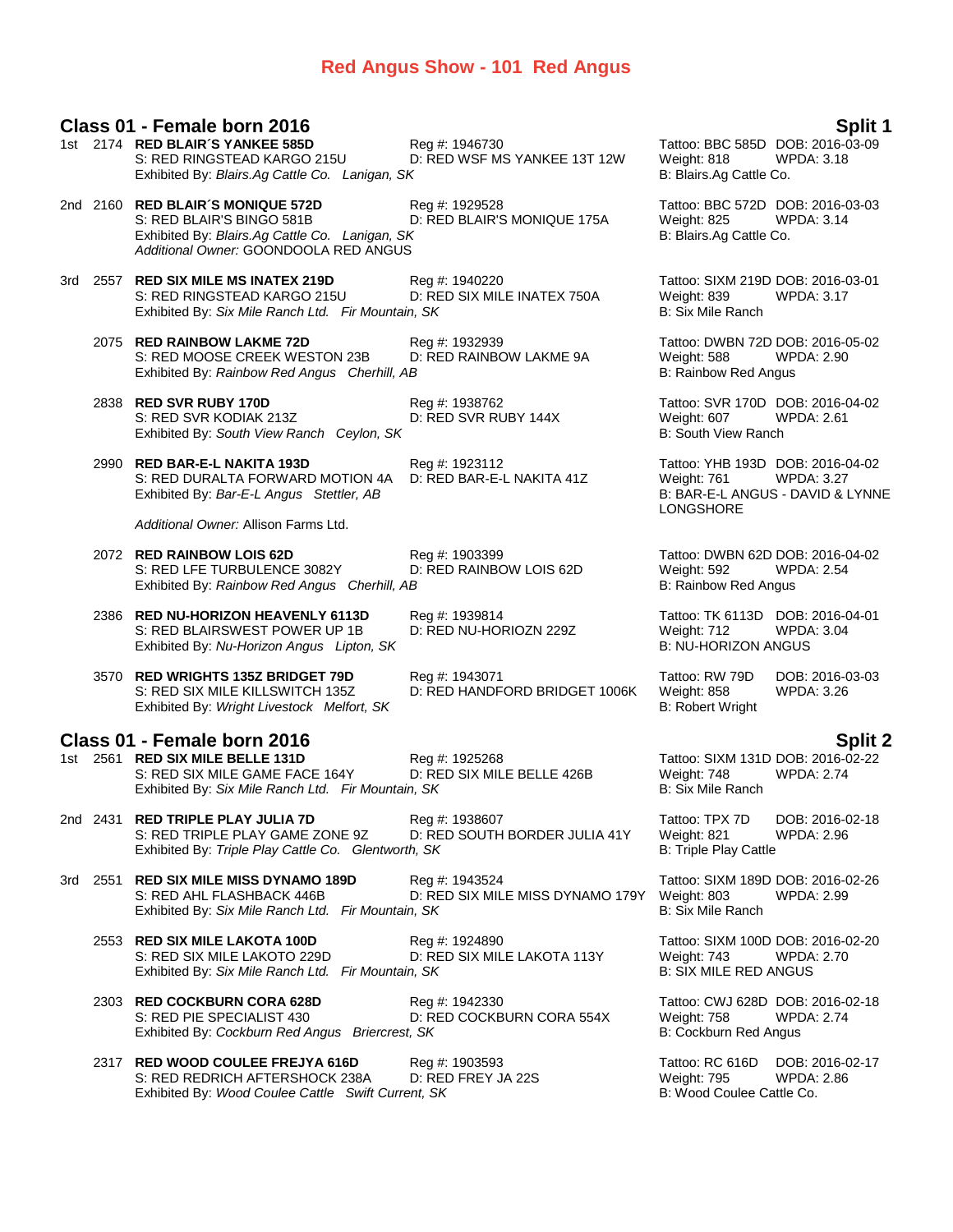# Red Angus Show - 101 Red Angus

## Class 01 - Female born 2016 — Split 1

1st 2174 **RED BLAIR´S YANKEE 585D** Reg #: 1946730 Tattoo: BBC 585D DOB: 2016-03-09
S: RED RINGSTEAD KARGO 215U D: RED WSF MS YANKEE 13T 12W Weight: 818 WPDA: 3.18
Exhibited By: *Blairs.Ag Cattle Co. Lanigan, SK* B: Blairs.Ag Cattle Co.

2nd 2160 **RED BLAIR´S MONIQUE 572D** Reg #: 1929528 Tattoo: BBC 572D DOB: 2016-03-03
S: RED BLAIR'S BINGO 581B D: RED BLAIR'S MONIQUE 175A Weight: 825 WPDA: 3.14
Exhibited By: *Blairs.Ag Cattle Co. Lanigan, SK* B: Blairs.Ag Cattle Co.
*Additional Owner:* GOONDOOLA RED ANGUS

3rd 2557 **RED SIX MILE MS INATEX 219D** Reg #: 1940220 Tattoo: SIXM 219D DOB: 2016-03-01
S: RED RINGSTEAD KARGO 215U D: RED SIX MILE INATEX 750A Weight: 839 WPDA: 3.17
Exhibited By: *Six Mile Ranch Ltd. Fir Mountain, SK* B: Six Mile Ranch

2075 **RED RAINBOW LAKME 72D** Reg #: 1932939 Tattoo: DWBN 72D DOB: 2016-05-02
S: RED MOOSE CREEK WESTON 23B D: RED RAINBOW LAKME 9A Weight: 588 WPDA: 2.90
Exhibited By: *Rainbow Red Angus Cherhill, AB* B: Rainbow Red Angus

2838 **RED SVR RUBY 170D** Reg #: 1938762 Tattoo: SVR 170D DOB: 2016-04-02
S: RED SVR KODIAK 213Z D: RED SVR RUBY 144X Weight: 607 WPDA: 2.61
Exhibited By: *South View Ranch Ceylon, SK* B: South View Ranch

2990 **RED BAR-E-L NAKITA 193D** Reg #: 1923112 Tattoo: YHB 193D DOB: 2016-04-02
S: RED DURALTA FORWARD MOTION 4A D: RED BAR-E-L NAKITA 41Z Weight: 761 WPDA: 3.27
Exhibited By: *Bar-E-L Angus Stettler, AB* B: BAR-E-L ANGUS - DAVID & LYNNE LONGSHORE
*Additional Owner:* Allison Farms Ltd.

2072 **RED RAINBOW LOIS 62D** Reg #: 1903399 Tattoo: DWBN 62D DOB: 2016-04-02
S: RED LFE TURBULENCE 3082Y D: RED RAINBOW LOIS 62D Weight: 592 WPDA: 2.54
Exhibited By: *Rainbow Red Angus Cherhill, AB* B: Rainbow Red Angus

2386 **RED NU-HORIZON HEAVENLY 6113D** Reg #: 1939814 Tattoo: TK 6113D DOB: 2016-04-01
S: RED BLAIRSWEST POWER UP 1B D: RED NU-HORIOZN 229Z Weight: 712 WPDA: 3.04
Exhibited By: *Nu-Horizon Angus Lipton, SK* B: NU-HORIZON ANGUS

3570 **RED WRIGHTS 135Z BRIDGET 79D** Reg #: 1943071 Tattoo: RW 79D DOB: 2016-03-03
S: RED SIX MILE KILLSWITCH 135Z D: RED HANDFORD BRIDGET 1006K Weight: 858 WPDA: 3.26
Exhibited By: *Wright Livestock Melfort, SK* B: Robert Wright

## Class 01 - Female born 2016 — Split 2

1st 2561 **RED SIX MILE BELLE 131D** Reg #: 1925268 Tattoo: SIXM 131D DOB: 2016-02-22
S: RED SIX MILE GAME FACE 164Y D: RED SIX MILE BELLE 426B Weight: 748 WPDA: 2.74
Exhibited By: *Six Mile Ranch Ltd. Fir Mountain, SK* B: Six Mile Ranch

2nd 2431 **RED TRIPLE PLAY JULIA 7D** Reg #: 1938607 Tattoo: TPX 7D DOB: 2016-02-18
S: RED TRIPLE PLAY GAME ZONE 9Z D: RED SOUTH BORDER JULIA 41Y Weight: 821 WPDA: 2.96
Exhibited By: *Triple Play Cattle Co. Glentworth, SK* B: Triple Play Cattle

3rd 2551 **RED SIX MILE MISS DYNAMO 189D** Reg #: 1943524 Tattoo: SIXM 189D DOB: 2016-02-26
S: RED AHL FLASHBACK 446B D: RED SIX MILE MISS DYNAMO 179Y Weight: 803 WPDA: 2.99
Exhibited By: *Six Mile Ranch Ltd. Fir Mountain, SK* B: Six Mile Ranch

2553 **RED SIX MILE LAKOTA 100D** Reg #: 1924890 Tattoo: SIXM 100D DOB: 2016-02-20
S: RED SIX MILE LAKOTO 229D D: RED SIX MILE LAKOTA 113Y Weight: 743 WPDA: 2.70
Exhibited By: *Six Mile Ranch Ltd. Fir Mountain, SK* B: SIX MILE RED ANGUS

2303 **RED COCKBURN CORA 628D** Reg #: 1942330 Tattoo: CWJ 628D DOB: 2016-02-18
S: RED PIE SPECIALIST 430 D: RED COCKBURN CORA 554X Weight: 758 WPDA: 2.74
Exhibited By: *Cockburn Red Angus Briercrest, SK* B: Cockburn Red Angus

2317 **RED WOOD COULEE FREJYA 616D** Reg #: 1903593 Tattoo: RC 616D DOB: 2016-02-17
S: RED REDRICH AFTERSHOCK 238A D: RED FREY JA 22S Weight: 795 WPDA: 2.86
Exhibited By: *Wood Coulee Cattle Swift Current, SK* B: Wood Coulee Cattle Co.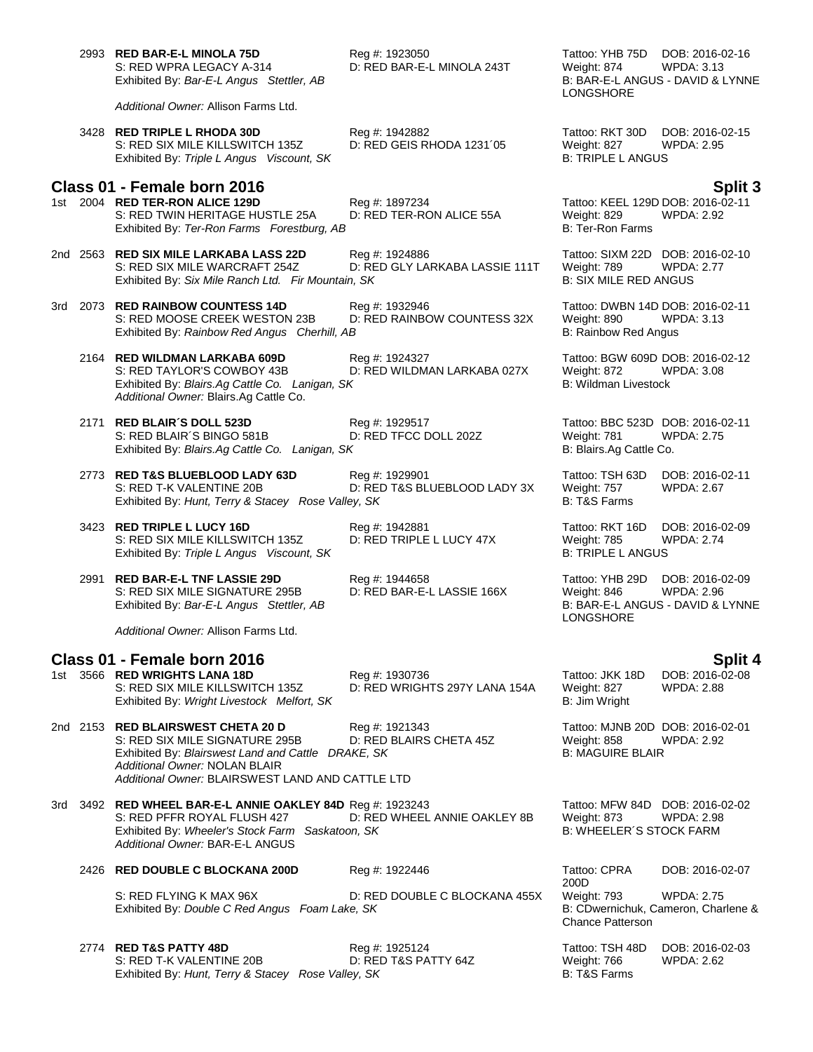2993 **RED BAR-E-L MINOLA 75D** Reg #: 1923050 Tattoo: YHB 75D DOB: 2016-02-16
S: RED WPRA LEGACY A-314 D: RED BAR-E-L MINOLA 243T Weight: 874 WPDA: 3.13
Exhibited By: *Bar-E-L Angus Stettler, AB* B: BAR-E-L ANGUS - DAVID & LYNNE LONGSHORE

*Additional Owner:* Allison Farms Ltd.

3428 **RED TRIPLE L RHODA 30D** Reg #: 1942882 Tattoo: RKT 30D DOB: 2016-02-15
S: RED SIX MILE KILLSWITCH 135Z D: RED GEIS RHODA 1231´05 Weight: 827 WPDA: 2.95
Exhibited By: *Triple L Angus Viscount, SK* B: TRIPLE L ANGUS

## Class 01 - Female born 2016 — Split 3

1st 2004 **RED TER-RON ALICE 129D** Reg #: 1897234 Tattoo: KEEL 129D DOB: 2016-02-11
S: RED TWIN HERITAGE HUSTLE 25A D: RED TER-RON ALICE 55A Weight: 829 WPDA: 2.92
Exhibited By: *Ter-Ron Farms Forestburg, AB* B: Ter-Ron Farms

2nd 2563 **RED SIX MILE LARKABA LASS 22D** Reg #: 1924886 Tattoo: SIXM 22D DOB: 2016-02-10
S: RED SIX MILE WARCRAFT 254Z D: RED GLY LARKABA LASSIE 111T Weight: 789 WPDA: 2.77
Exhibited By: *Six Mile Ranch Ltd. Fir Mountain, SK* B: SIX MILE RED ANGUS

3rd 2073 **RED RAINBOW COUNTESS 14D** Reg #: 1932946 Tattoo: DWBN 14D DOB: 2016-02-11
S: RED MOOSE CREEK WESTON 23B D: RED RAINBOW COUNTESS 32X Weight: 890 WPDA: 3.13
Exhibited By: *Rainbow Red Angus Cherhill, AB* B: Rainbow Red Angus

2164 **RED WILDMAN LARKABA 609D** Reg #: 1924327 Tattoo: BGW 609D DOB: 2016-02-12
S: RED TAYLOR'S COWBOY 43B D: RED WILDMAN LARKABA 027X Weight: 872 WPDA: 3.08
Exhibited By: *Blairs.Ag Cattle Co. Lanigan, SK* B: Wildman Livestock
*Additional Owner:* Blairs.Ag Cattle Co.

2171 **RED BLAIR´S DOLL 523D** Reg #: 1929517 Tattoo: BBC 523D DOB: 2016-02-11
S: RED BLAIR´S BINGO 581B D: RED TFCC DOLL 202Z Weight: 781 WPDA: 2.75
Exhibited By: *Blairs.Ag Cattle Co. Lanigan, SK* B: Blairs.Ag Cattle Co.

2773 **RED T&S BLUEBLOOD LADY 63D** Reg #: 1929901 Tattoo: TSH 63D DOB: 2016-02-11
S: RED T-K VALENTINE 20B D: RED T&S BLUEBLOOD LADY 3X Weight: 757 WPDA: 2.67
Exhibited By: *Hunt, Terry & Stacey Rose Valley, SK* B: T&S Farms

3423 **RED TRIPLE L LUCY 16D** Reg #: 1942881 Tattoo: RKT 16D DOB: 2016-02-09
S: RED SIX MILE KILLSWITCH 135Z D: RED TRIPLE L LUCY 47X Weight: 785 WPDA: 2.74
Exhibited By: *Triple L Angus Viscount, SK* B: TRIPLE L ANGUS

2991 **RED BAR-E-L TNF LASSIE 29D** Reg #: 1944658 Tattoo: YHB 29D DOB: 2016-02-09
S: RED SIX MILE SIGNATURE 295B D: RED BAR-E-L LASSIE 166X Weight: 846 WPDA: 2.96
Exhibited By: *Bar-E-L Angus Stettler, AB* B: BAR-E-L ANGUS - DAVID & LYNNE LONGSHORE

*Additional Owner:* Allison Farms Ltd.

## Class 01 - Female born 2016 — Split 4

1st 3566 **RED WRIGHTS LANA 18D** Reg #: 1930736 Tattoo: JKK 18D DOB: 2016-02-08
S: RED SIX MILE KILLSWITCH 135Z D: RED WRIGHTS 297Y LANA 154A Weight: 827 WPDA: 2.88
Exhibited By: *Wright Livestock Melfort, SK* B: Jim Wright

2nd 2153 **RED BLAIRSWEST CHETA 20 D** Reg #: 1921343 Tattoo: MJNB 20D DOB: 2016-02-01
S: RED SIX MILE SIGNATURE 295B D: RED BLAIRS CHETA 45Z Weight: 858 WPDA: 2.92
Exhibited By: *Blairswest Land and Cattle DRAKE, SK* B: MAGUIRE BLAIR
*Additional Owner:* NOLAN BLAIR
*Additional Owner:* BLAIRSWEST LAND AND CATTLE LTD

3rd 3492 **RED WHEEL BAR-E-L ANNIE OAKLEY 84D** Reg #: 1923243 Tattoo: MFW 84D DOB: 2016-02-02
S: RED PFFR ROYAL FLUSH 427 D: RED WHEEL ANNIE OAKLEY 8B Weight: 873 WPDA: 2.98
Exhibited By: *Wheeler's Stock Farm Saskatoon, SK* B: WHEELER´S STOCK FARM
*Additional Owner:* BAR-E-L ANGUS

2426 **RED DOUBLE C BLOCKANA 200D** Reg #: 1922446 Tattoo: CPRA 200D DOB: 2016-02-07
S: RED FLYING K MAX 96X D: RED DOUBLE C BLOCKANA 455X Weight: 793 WPDA: 2.75
Exhibited By: *Double C Red Angus Foam Lake, SK* B: CDwernichuk, Cameron, Charlene & Chance Patterson

2774 **RED T&S PATTY 48D** Reg #: 1925124 Tattoo: TSH 48D DOB: 2016-02-03
S: RED T-K VALENTINE 20B D: RED T&S PATTY 64Z Weight: 766 WPDA: 2.62
Exhibited By: *Hunt, Terry & Stacey Rose Valley, SK* B: T&S Farms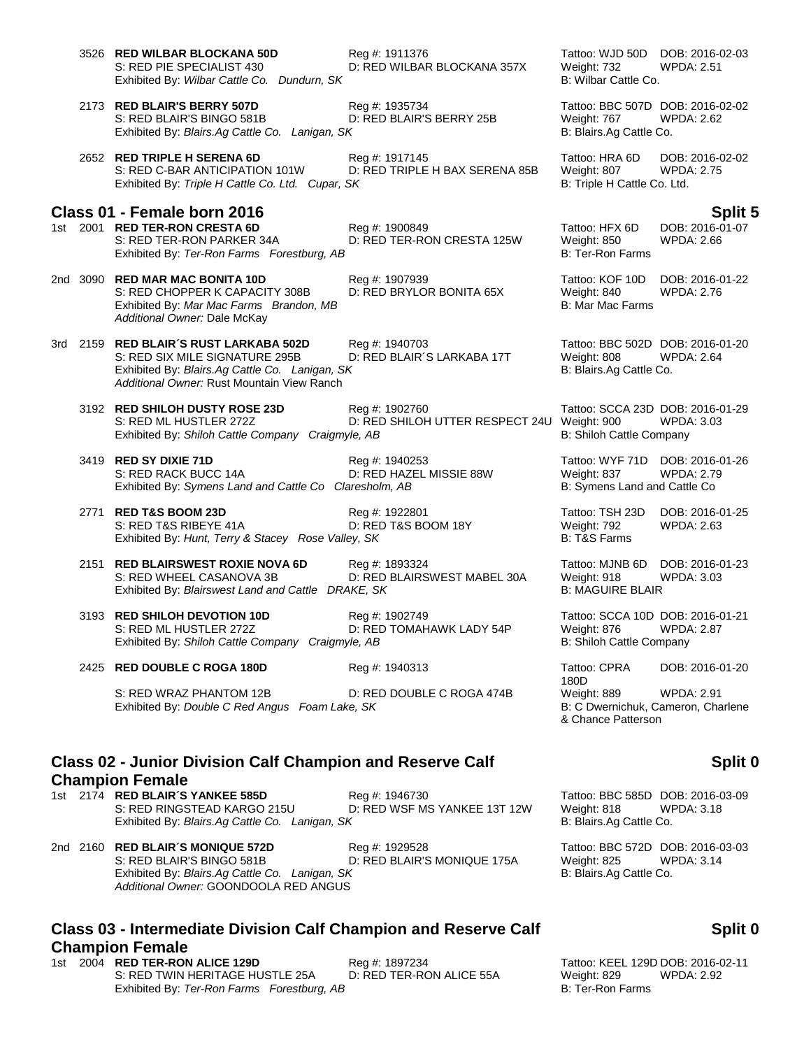3526 **RED WILBAR BLOCKANA 50D** Reg #: 1911376 Tattoo: WJD 50D DOB: 2016-02-03
S: RED PIE SPECIALIST 430 D: RED WILBAR BLOCKANA 357X Weight: 732 WPDA: 2.51
Exhibited By: *Wilbar Cattle Co. Dundurn, SK* B: Wilbar Cattle Co.

2173 **RED BLAIR'S BERRY 507D** Reg #: 1935734 Tattoo: BBC 507D DOB: 2016-02-02
S: RED BLAIR'S BINGO 581B D: RED BLAIR'S BERRY 25B Weight: 767 WPDA: 2.62
Exhibited By: *Blairs.Ag Cattle Co. Lanigan, SK* B: Blairs.Ag Cattle Co.

2652 **RED TRIPLE H SERENA 6D** Reg #: 1917145 Tattoo: HRA 6D DOB: 2016-02-02
S: RED C-BAR ANTICIPATION 101W D: RED TRIPLE H BAX SERENA 85B Weight: 807 WPDA: 2.75
Exhibited By: *Triple H Cattle Co. Ltd. Cupar, SK* B: Triple H Cattle Co. Ltd.

## Class 01 - Female born 2016 — Split 5

1st 2001 **RED TER-RON CRESTA 6D** Reg #: 1900849 Tattoo: HFX 6D DOB: 2016-01-07
S: RED TER-RON PARKER 34A D: RED TER-RON CRESTA 125W Weight: 850 WPDA: 2.66
Exhibited By: *Ter-Ron Farms Forestburg, AB* B: Ter-Ron Farms

2nd 3090 **RED MAR MAC BONITA 10D** Reg #: 1907939 Tattoo: KOF 10D DOB: 2016-01-22
S: RED CHOPPER K CAPACITY 308B D: RED BRYLOR BONITA 65X Weight: 840 WPDA: 2.76
Exhibited By: *Mar Mac Farms Brandon, MB* B: Mar Mac Farms
*Additional Owner:* Dale McKay

3rd 2159 **RED BLAIR´S RUST LARKABA 502D** Reg #: 1940703 Tattoo: BBC 502D DOB: 2016-01-20
S: RED SIX MILE SIGNATURE 295B D: RED BLAIR´S LARKABA 17T Weight: 808 WPDA: 2.64
Exhibited By: *Blairs.Ag Cattle Co. Lanigan, SK* B: Blairs.Ag Cattle Co.
*Additional Owner:* Rust Mountain View Ranch

3192 **RED SHILOH DUSTY ROSE 23D** Reg #: 1902760 Tattoo: SCCA 23D DOB: 2016-01-29
S: RED ML HUSTLER 272Z D: RED SHILOH UTTER RESPECT 24U Weight: 900 WPDA: 3.03
Exhibited By: *Shiloh Cattle Company Craigmyle, AB* B: Shiloh Cattle Company

3419 **RED SY DIXIE 71D** Reg #: 1940253 Tattoo: WYF 71D DOB: 2016-01-26
S: RED RACK BUCC 14A D: RED HAZEL MISSIE 88W Weight: 837 WPDA: 2.79
Exhibited By: *Symens Land and Cattle Co Claresholm, AB* B: Symens Land and Cattle Co

2771 **RED T&S BOOM 23D** Reg #: 1922801 Tattoo: TSH 23D DOB: 2016-01-25
S: RED T&S RIBEYE 41A D: RED T&S BOOM 18Y Weight: 792 WPDA: 2.63
Exhibited By: *Hunt, Terry & Stacey Rose Valley, SK* B: T&S Farms

2151 **RED BLAIRSWEST ROXIE NOVA 6D** Reg #: 1893324 Tattoo: MJNB 6D DOB: 2016-01-23
S: RED WHEEL CASANOVA 3B D: RED BLAIRSWEST MABEL 30A Weight: 918 WPDA: 3.03
Exhibited By: *Blairswest Land and Cattle DRAKE, SK* B: MAGUIRE BLAIR

3193 **RED SHILOH DEVOTION 10D** Reg #: 1902749 Tattoo: SCCA 10D DOB: 2016-01-21
S: RED ML HUSTLER 272Z D: RED TOMAHAWK LADY 54P Weight: 876 WPDA: 2.87
Exhibited By: *Shiloh Cattle Company Craigmyle, AB* B: Shiloh Cattle Company

2425 **RED DOUBLE C ROGA 180D** Reg #: 1940313 Tattoo: CPRA 180D DOB: 2016-01-20
S: RED WRAZ PHANTOM 12B D: RED DOUBLE C ROGA 474B Weight: 889 WPDA: 2.91
Exhibited By: *Double C Red Angus Foam Lake, SK* B: C Dwernichuk, Cameron, Charlene & Chance Patterson

## Class 02 - Junior Division Calf Champion and Reserve Calf Champion Female — Split 0

1st 2174 **RED BLAIR´S YANKEE 585D** Reg #: 1946730 Tattoo: BBC 585D DOB: 2016-03-09
S: RED RINGSTEAD KARGO 215U D: RED WSF MS YANKEE 13T 12W Weight: 818 WPDA: 3.18
Exhibited By: *Blairs.Ag Cattle Co. Lanigan, SK* B: Blairs.Ag Cattle Co.

2nd 2160 **RED BLAIR´S MONIQUE 572D** Reg #: 1929528 Tattoo: BBC 572D DOB: 2016-03-03
S: RED BLAIR'S BINGO 581B D: RED BLAIR'S MONIQUE 175A Weight: 825 WPDA: 3.14
Exhibited By: *Blairs.Ag Cattle Co. Lanigan, SK* B: Blairs.Ag Cattle Co.
*Additional Owner:* GOONDOOLA RED ANGUS

## Class 03 - Intermediate Division Calf Champion and Reserve Calf Champion Female — Split 0

1st 2004 **RED TER-RON ALICE 129D** Reg #: 1897234 Tattoo: KEEL 129D DOB: 2016-02-11
S: RED TWIN HERITAGE HUSTLE 25A D: RED TER-RON ALICE 55A Weight: 829 WPDA: 2.92
Exhibited By: *Ter-Ron Farms Forestburg, AB* B: Ter-Ron Farms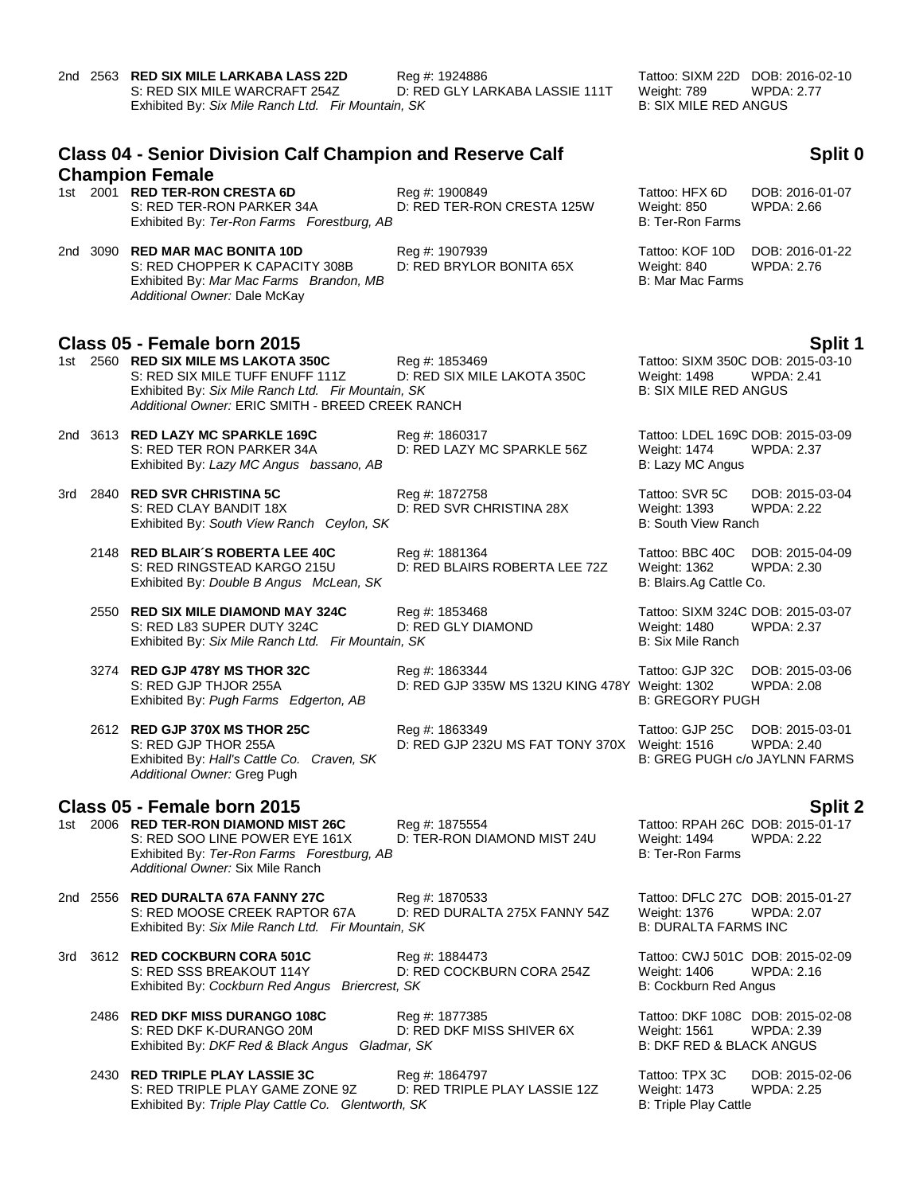2nd 2563 **RED SIX MILE LARKABA LASS 22D** Reg #: 1924886 Tattoo: SIXM 22D DOB: 2016-02-10
S: RED SIX MILE WARCRAFT 254Z D: RED GLY LARKABA LASSIE 111T Weight: 789 WPDA: 2.77
Exhibited By: *Six Mile Ranch Ltd. Fir Mountain, SK* B: SIX MILE RED ANGUS

## Class 04 - Senior Division Calf Champion and Reserve Calf Champion Female — Split 0

1st 2001 **RED TER-RON CRESTA 6D** Reg #: 1900849 Tattoo: HFX 6D DOB: 2016-01-07
S: RED TER-RON PARKER 34A D: RED TER-RON CRESTA 125W Weight: 850 WPDA: 2.66
Exhibited By: *Ter-Ron Farms Forestburg, AB* B: Ter-Ron Farms

2nd 3090 **RED MAR MAC BONITA 10D** Reg #: 1907939 Tattoo: KOF 10D DOB: 2016-01-22
S: RED CHOPPER K CAPACITY 308B D: RED BRYLOR BONITA 65X Weight: 840 WPDA: 2.76
Exhibited By: *Mar Mac Farms Brandon, MB* B: Mar Mac Farms
*Additional Owner:* Dale McKay

## Class 05 - Female born 2015 — Split 1

1st 2560 **RED SIX MILE MS LAKOTA 350C** Reg #: 1853469 Tattoo: SIXM 350C DOB: 2015-03-10
S: RED SIX MILE TUFF ENUFF 111Z D: RED SIX MILE LAKOTA 350C Weight: 1498 WPDA: 2.41
Exhibited By: *Six Mile Ranch Ltd. Fir Mountain, SK* B: SIX MILE RED ANGUS
*Additional Owner:* ERIC SMITH - BREED CREEK RANCH

2nd 3613 **RED LAZY MC SPARKLE 169C** Reg #: 1860317 Tattoo: LDEL 169C DOB: 2015-03-09
S: RED TER RON PARKER 34A D: RED LAZY MC SPARKLE 56Z Weight: 1474 WPDA: 2.37
Exhibited By: *Lazy MC Angus bassano, AB* B: Lazy MC Angus

3rd 2840 **RED SVR CHRISTINA 5C** Reg #: 1872758 Tattoo: SVR 5C DOB: 2015-03-04
S: RED CLAY BANDIT 18X D: RED SVR CHRISTINA 28X Weight: 1393 WPDA: 2.22
Exhibited By: *South View Ranch Ceylon, SK* B: South View Ranch

2148 **RED BLAIR´S ROBERTA LEE 40C** Reg #: 1881364 Tattoo: BBC 40C DOB: 2015-04-09
S: RED RINGSTEAD KARGO 215U D: RED BLAIRS ROBERTA LEE 72Z Weight: 1362 WPDA: 2.30
Exhibited By: *Double B Angus McLean, SK* B: Blairs.Ag Cattle Co.

2550 **RED SIX MILE DIAMOND MAY 324C** Reg #: 1853468 Tattoo: SIXM 324C DOB: 2015-03-07
S: RED L83 SUPER DUTY 324C D: RED GLY DIAMOND Weight: 1480 WPDA: 2.37
Exhibited By: *Six Mile Ranch Ltd. Fir Mountain, SK* B: Six Mile Ranch

3274 **RED GJP 478Y MS THOR 32C** Reg #: 1863344 Tattoo: GJP 32C DOB: 2015-03-06
S: RED GJP THJOR 255A D: RED GJP 335W MS 132U KING 478Y Weight: 1302 WPDA: 2.08
Exhibited By: *Pugh Farms Edgerton, AB* B: GREGORY PUGH

2612 **RED GJP 370X MS THOR 25C** Reg #: 1863349 Tattoo: GJP 25C DOB: 2015-03-01
S: RED GJP THOR 255A D: RED GJP 232U MS FAT TONY 370X Weight: 1516 WPDA: 2.40
Exhibited By: *Hall's Cattle Co. Craven, SK* B: GREG PUGH c/o JAYLNN FARMS
*Additional Owner:* Greg Pugh

## Class 05 - Female born 2015 — Split 2

1st 2006 **RED TER-RON DIAMOND MIST 26C** Reg #: 1875554 Tattoo: RPAH 26C DOB: 2015-01-17
S: RED SOO LINE POWER EYE 161X D: TER-RON DIAMOND MIST 24U Weight: 1494 WPDA: 2.22
Exhibited By: *Ter-Ron Farms Forestburg, AB* B: Ter-Ron Farms
*Additional Owner:* Six Mile Ranch

2nd 2556 **RED DURALTA 67A FANNY 27C** Reg #: 1870533 Tattoo: DFLC 27C DOB: 2015-01-27
S: RED MOOSE CREEK RAPTOR 67A D: RED DURALTA 275X FANNY 54Z Weight: 1376 WPDA: 2.07
Exhibited By: *Six Mile Ranch Ltd. Fir Mountain, SK* B: DURALTA FARMS INC

3rd 3612 **RED COCKBURN CORA 501C** Reg #: 1884473 Tattoo: CWJ 501C DOB: 2015-02-09
S: RED SSS BREAKOUT 114Y D: RED COCKBURN CORA 254Z Weight: 1406 WPDA: 2.16
Exhibited By: *Cockburn Red Angus Briercrest, SK* B: Cockburn Red Angus

2486 **RED DKF MISS DURANGO 108C** Reg #: 1877385 Tattoo: DKF 108C DOB: 2015-02-08
S: RED DKF K-DURANGO 20M D: RED DKF MISS SHIVER 6X Weight: 1561 WPDA: 2.39
Exhibited By: *DKF Red & Black Angus Gladmar, SK* B: DKF RED & BLACK ANGUS

2430 **RED TRIPLE PLAY LASSIE 3C** Reg #: 1864797 Tattoo: TPX 3C DOB: 2015-02-06
S: RED TRIPLE PLAY GAME ZONE 9Z D: RED TRIPLE PLAY LASSIE 12Z Weight: 1473 WPDA: 2.25
Exhibited By: *Triple Play Cattle Co. Glentworth, SK* B: Triple Play Cattle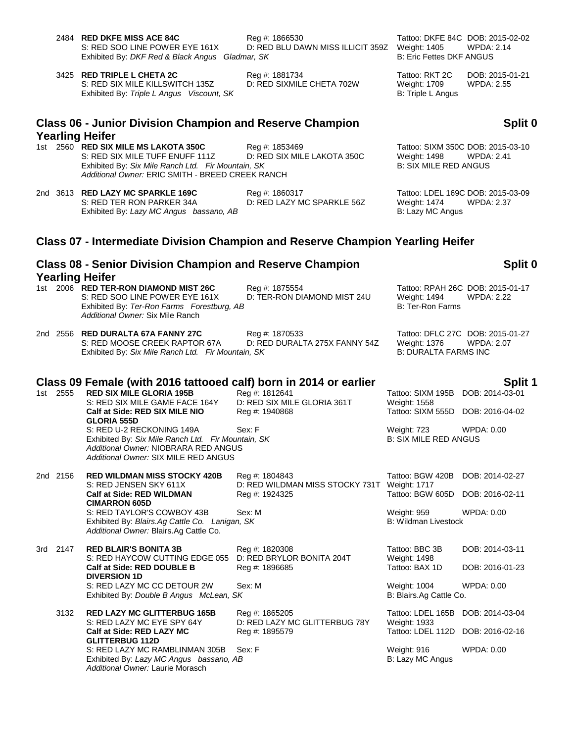2484 **RED DKFE MISS ACE 84C** Reg #: 1866530 Tattoo: DKFE 84C DOB: 2015-02-02
S: RED SOO LINE POWER EYE 161X D: RED BLU DAWN MISS ILLICIT 359Z Weight: 1405 WPDA: 2.14
Exhibited By: *DKF Red & Black Angus Gladmar, SK* B: Eric Fettes DKF ANGUS

3425 **RED TRIPLE L CHETA 2C** Reg #: 1881734 Tattoo: RKT 2C DOB: 2015-01-21
S: RED SIX MILE KILLSWITCH 135Z D: RED SIXMILE CHETA 702W Weight: 1709 WPDA: 2.55
Exhibited By: *Triple L Angus Viscount, SK* B: Triple L Angus

## Class 06 - Junior Division Champion and Reserve Champion Yearling Heifer — Split 0

1st 2560 **RED SIX MILE MS LAKOTA 350C** Reg #: 1853469 Tattoo: SIXM 350C DOB: 2015-03-10
S: RED SIX MILE TUFF ENUFF 111Z D: RED SIX MILE LAKOTA 350C Weight: 1498 WPDA: 2.41
Exhibited By: *Six Mile Ranch Ltd. Fir Mountain, SK* B: SIX MILE RED ANGUS
*Additional Owner:* ERIC SMITH - BREED CREEK RANCH

2nd 3613 **RED LAZY MC SPARKLE 169C** Reg #: 1860317 Tattoo: LDEL 169C DOB: 2015-03-09
S: RED TER RON PARKER 34A D: RED LAZY MC SPARKLE 56Z Weight: 1474 WPDA: 2.37
Exhibited By: *Lazy MC Angus bassano, AB* B: Lazy MC Angus

## Class 07 - Intermediate Division Champion and Reserve Champion Yearling Heifer

## Class 08 - Senior Division Champion and Reserve Champion Yearling Heifer — Split 0

1st 2006 **RED TER-RON DIAMOND MIST 26C** Reg #: 1875554 Tattoo: RPAH 26C DOB: 2015-01-17
S: RED SOO LINE POWER EYE 161X D: TER-RON DIAMOND MIST 24U Weight: 1494 WPDA: 2.22
Exhibited By: *Ter-Ron Farms Forestburg, AB* B: Ter-Ron Farms
*Additional Owner:* Six Mile Ranch

2nd 2556 **RED DURALTA 67A FANNY 27C** Reg #: 1870533 Tattoo: DFLC 27C DOB: 2015-01-27
S: RED MOOSE CREEK RAPTOR 67A D: RED DURALTA 275X FANNY 54Z Weight: 1376 WPDA: 2.07
Exhibited By: *Six Mile Ranch Ltd. Fir Mountain, SK* B: DURALTA FARMS INC

## Class 09 Female (with 2016 tattooed calf) born in 2014 or earlier — Split 1

1st 2555 **RED SIX MILE GLORIA 195B** Reg #: 1812641 Tattoo: SIXM 195B DOB: 2014-03-01
S: RED SIX MILE GAME FACE 164Y D: RED SIX MILE GLORIA 361T Weight: 1558
**Calf at Side: RED SIX MILE NIO GLORIA 555D** Reg #: 1940868 Tattoo: SIXM 555D DOB: 2016-04-02
S: RED U-2 RECKONING 149A Sex: F Weight: 723 WPDA: 0.00
Exhibited By: *Six Mile Ranch Ltd. Fir Mountain, SK* B: SIX MILE RED ANGUS
*Additional Owner:* NIOBRARA RED ANGUS
*Additional Owner:* SIX MILE RED ANGUS

2nd 2156 **RED WILDMAN MISS STOCKY 420B** Reg #: 1804843 Tattoo: BGW 420B DOB: 2014-02-27
S: RED JENSEN SKY 611X D: RED WILDMAN MISS STOCKY 731T Weight: 1717
**Calf at Side: RED WILDMAN CIMARRON 605D** Reg #: 1924325 Tattoo: BGW 605D DOB: 2016-02-11
S: RED TAYLOR'S COWBOY 43B Sex: M Weight: 959 WPDA: 0.00
Exhibited By: *Blairs.Ag Cattle Co. Lanigan, SK* B: Wildman Livestock
*Additional Owner:* Blairs.Ag Cattle Co.

3rd 2147 **RED BLAIR'S BONITA 3B** Reg #: 1820308 Tattoo: BBC 3B DOB: 2014-03-11
S: RED HAYCOW CUTTING EDGE 055 D: RED BRYLOR BONITA 204T Weight: 1498
**Calf at Side: RED DOUBLE B DIVERSION 1D** Reg #: 1896685 Tattoo: BAX 1D DOB: 2016-01-23
S: RED LAZY MC CC DETOUR 2W Sex: M Weight: 1004 WPDA: 0.00
Exhibited By: *Double B Angus McLean, SK* B: Blairs.Ag Cattle Co.

3132 **RED LAZY MC GLITTERBUG 165B** Reg #: 1865205 Tattoo: LDEL 165B DOB: 2014-03-04
S: RED LAZY MC EYE SPY 64Y D: RED LAZY MC GLITTERBUG 78Y Weight: 1933
**Calf at Side: RED LAZY MC GLITTERBUG 112D** Reg #: 1895579 Tattoo: LDEL 112D DOB: 2016-02-16
S: RED LAZY MC RAMBLINMAN 305B Sex: F Weight: 916 WPDA: 0.00
Exhibited By: *Lazy MC Angus bassano, AB* B: Lazy MC Angus
*Additional Owner:* Laurie Morasch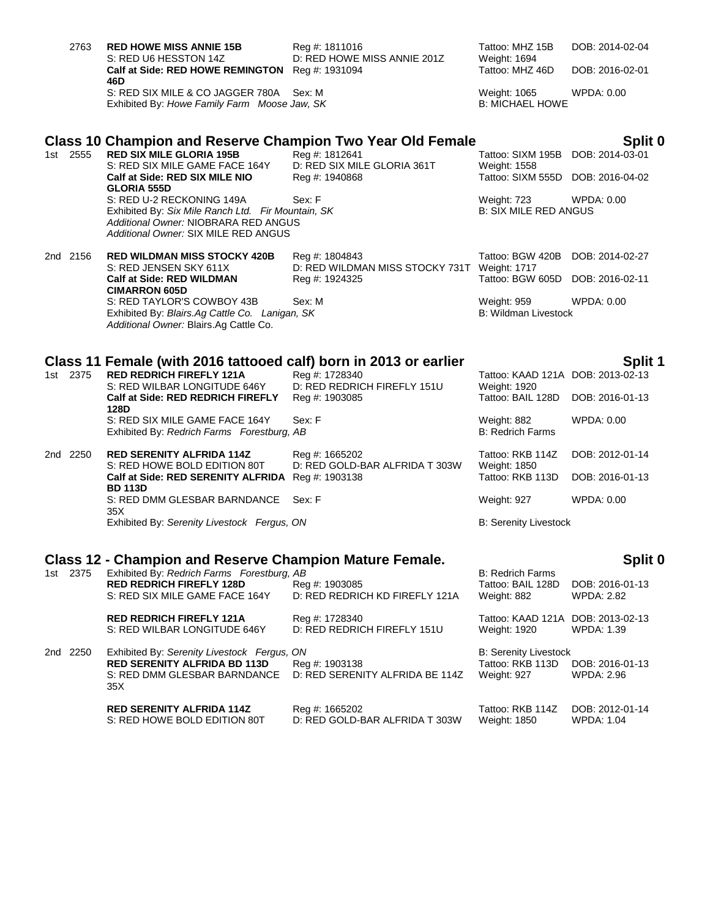2763 **RED HOWE MISS ANNIE 15B** Reg #: 1811016 Tattoo: MHZ 15B DOB: 2014-02-04
S: RED U6 HESSTON 14Z D: RED HOWE MISS ANNIE 201Z Weight: 1694
**Calf at Side: RED HOWE REMINGTON 46D** Reg #: 1931094 Tattoo: MHZ 46D DOB: 2016-02-01
S: RED SIX MILE & CO JAGGER 780A Sex: M Weight: 1065 WPDA: 0.00
Exhibited By: *Howe Family Farm Moose Jaw, SK* B: MICHAEL HOWE

## Class 10 Champion and Reserve Champion Two Year Old Female — Split 0

1st 2555 **RED SIX MILE GLORIA 195B** Reg #: 1812641 Tattoo: SIXM 195B DOB: 2014-03-01
S: RED SIX MILE GAME FACE 164Y D: RED SIX MILE GLORIA 361T Weight: 1558
**Calf at Side: RED SIX MILE NIO GLORIA 555D** Reg #: 1940868 Tattoo: SIXM 555D DOB: 2016-04-02
S: RED U-2 RECKONING 149A Sex: F Weight: 723 WPDA: 0.00
Exhibited By: *Six Mile Ranch Ltd. Fir Mountain, SK* B: SIX MILE RED ANGUS
*Additional Owner:* NIOBRARA RED ANGUS
*Additional Owner:* SIX MILE RED ANGUS

2nd 2156 **RED WILDMAN MISS STOCKY 420B** Reg #: 1804843 Tattoo: BGW 420B DOB: 2014-02-27
S: RED JENSEN SKY 611X D: RED WILDMAN MISS STOCKY 731T Weight: 1717
**Calf at Side: RED WILDMAN CIMARRON 605D** Reg #: 1924325 Tattoo: BGW 605D DOB: 2016-02-11
S: RED TAYLOR'S COWBOY 43B Sex: M Weight: 959 WPDA: 0.00
Exhibited By: *Blairs.Ag Cattle Co. Lanigan, SK* B: Wildman Livestock
*Additional Owner:* Blairs.Ag Cattle Co.

## Class 11 Female (with 2016 tattooed calf) born in 2013 or earlier — Split 1

1st 2375 **RED REDRICH FIREFLY 121A** Reg #: 1728340 Tattoo: KAAD 121A DOB: 2013-02-13
S: RED WILBAR LONGITUDE 646Y D: RED REDRICH FIREFLY 151U Weight: 1920
**Calf at Side: RED REDRICH FIREFLY 128D** Reg #: 1903085 Tattoo: BAIL 128D DOB: 2016-01-13
S: RED SIX MILE GAME FACE 164Y Sex: F Weight: 882 WPDA: 0.00
Exhibited By: *Redrich Farms Forestburg, AB* B: Redrich Farms

2nd 2250 **RED SERENITY ALFRIDA 114Z** Reg #: 1665202 Tattoo: RKB 114Z DOB: 2012-01-14
S: RED HOWE BOLD EDITION 80T D: RED GOLD-BAR ALFRIDA T 303W Weight: 1850
**Calf at Side: RED SERENITY ALFRIDA BD 113D** Reg #: 1903138 Tattoo: RKB 113D DOB: 2016-01-13
S: RED DMM GLESBAR BARNDANCE 35X Sex: F Weight: 927 WPDA: 0.00
Exhibited By: *Serenity Livestock Fergus, ON* B: Serenity Livestock

## Class 12 - Champion and Reserve Champion Mature Female. — Split 0

1st 2375 Exhibited By: *Redrich Farms Forestburg, AB* B: Redrich Farms
**RED REDRICH FIREFLY 128D** Reg #: 1903085 Tattoo: BAIL 128D DOB: 2016-01-13
S: RED SIX MILE GAME FACE 164Y D: RED REDRICH KD FIREFLY 121A Weight: 882 WPDA: 2.82

**RED REDRICH FIREFLY 121A** Reg #: 1728340 Tattoo: KAAD 121A DOB: 2013-02-13
S: RED WILBAR LONGITUDE 646Y D: RED REDRICH FIREFLY 151U Weight: 1920 WPDA: 1.39

2nd 2250 Exhibited By: *Serenity Livestock Fergus, ON* B: Serenity Livestock
**RED SERENITY ALFRIDA BD 113D** Reg #: 1903138 Tattoo: RKB 113D DOB: 2016-01-13
S: RED DMM GLESBAR BARNDANCE 35X D: RED SERENITY ALFRIDA BE 114Z Weight: 927 WPDA: 2.96

**RED SERENITY ALFRIDA 114Z** Reg #: 1665202 Tattoo: RKB 114Z DOB: 2012-01-14
S: RED HOWE BOLD EDITION 80T D: RED GOLD-BAR ALFRIDA T 303W Weight: 1850 WPDA: 1.04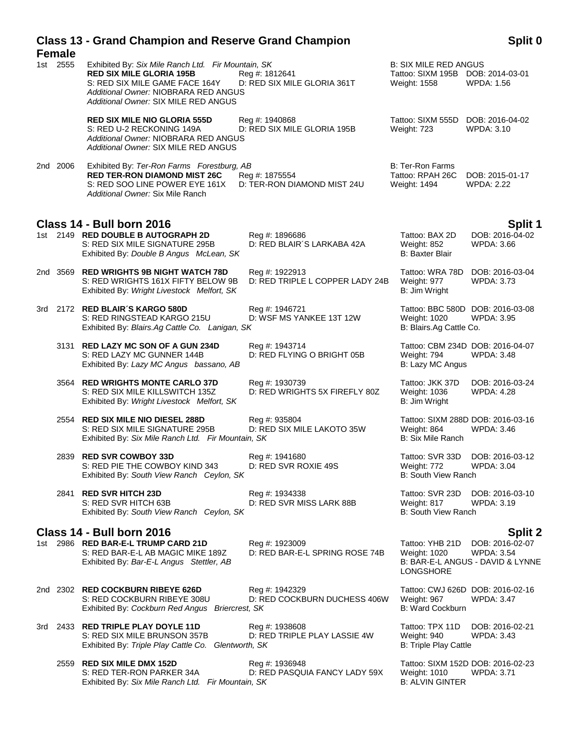## Class 13 - Grand Champion and Reserve Grand Champion Female

**Split 0**

1st 2555 Exhibited By: *Six Mile Ranch Ltd. Fir Mountain, SK*
B: SIX MILE RED ANGUS
**RED SIX MILE GLORIA 195B** Reg #: 1812641 Tattoo: SIXM 195B DOB: 2014-03-01
S: RED SIX MILE GAME FACE 164Y D: RED SIX MILE GLORIA 361T Weight: 1558 WPDA: 1.56
*Additional Owner:* NIOBRARA RED ANGUS
*Additional Owner:* SIX MILE RED ANGUS

**RED SIX MILE NIO GLORIA 555D** Reg #: 1940868 Tattoo: SIXM 555D DOB: 2016-04-02
S: RED U-2 RECKONING 149A D: RED SIX MILE GLORIA 195B Weight: 723 WPDA: 3.10
*Additional Owner:* NIOBRARA RED ANGUS
*Additional Owner:* SIX MILE RED ANGUS

2nd 2006 Exhibited By: *Ter-Ron Farms Forestburg, AB*
B: Ter-Ron Farms
**RED TER-RON DIAMOND MIST 26C** Reg #: 1875554 Tattoo: RPAH 26C DOB: 2015-01-17
S: RED SOO LINE POWER EYE 161X D: TER-RON DIAMOND MIST 24U Weight: 1494 WPDA: 2.22
*Additional Owner:* Six Mile Ranch

## Class 14 - Bull born 2016

**Split 1**

1st 2149 **RED DOUBLE B AUTOGRAPH 2D** Reg #: 1896686 Tattoo: BAX 2D DOB: 2016-04-02
S: RED SIX MILE SIGNATURE 295B D: RED BLAIR´S LARKABA 42A Weight: 852 WPDA: 3.66
Exhibited By: *Double B Angus McLean, SK* B: Baxter Blair

2nd 3569 **RED WRIGHTS 9B NIGHT WATCH 78D** Reg #: 1922913 Tattoo: WRA 78D DOB: 2016-03-04
S: RED WRIGHTS 161X FIFTY BELOW 9B D: RED TRIPLE L COPPER LADY 24B Weight: 977 WPDA: 3.73
Exhibited By: *Wright Livestock Melfort, SK* B: Jim Wright

3rd 2172 **RED BLAIR´S KARGO 580D** Reg #: 1946721 Tattoo: BBC 580D DOB: 2016-03-08
S: RED RINGSTEAD KARGO 215U D: WSF MS YANKEE 13T 12W Weight: 1020 WPDA: 3.95
Exhibited By: *Blairs.Ag Cattle Co. Lanigan, SK* B: Blairs.Ag Cattle Co.

3131 **RED LAZY MC SON OF A GUN 234D** Reg #: 1943714 Tattoo: CBM 234D DOB: 2016-04-07
S: RED LAZY MC GUNNER 144B D: RED FLYING O BRIGHT 05B Weight: 794 WPDA: 3.48
Exhibited By: *Lazy MC Angus bassano, AB* B: Lazy MC Angus

3564 **RED WRIGHTS MONTE CARLO 37D** Reg #: 1930739 Tattoo: JKK 37D DOB: 2016-03-24
S: RED SIX MILE KILLSWITCH 135Z D: RED WRIGHTS 5X FIREFLY 80Z Weight: 1036 WPDA: 4.28
Exhibited By: *Wright Livestock Melfort, SK* B: Jim Wright

2554 **RED SIX MILE NIO DIESEL 288D** Reg #: 935804 Tattoo: SIXM 288D DOB: 2016-03-16
S: RED SIX MILE SIGNATURE 295B D: RED SIX MILE LAKOTO 35W Weight: 864 WPDA: 3.46
Exhibited By: *Six Mile Ranch Ltd. Fir Mountain, SK* B: Six Mile Ranch

2839 **RED SVR COWBOY 33D** Reg #: 1941680 Tattoo: SVR 33D DOB: 2016-03-12
S: RED PIE THE COWBOY KIND 343 D: RED SVR ROXIE 49S Weight: 772 WPDA: 3.04
Exhibited By: *South View Ranch Ceylon, SK* B: South View Ranch

2841 **RED SVR HITCH 23D** Reg #: 1934338 Tattoo: SVR 23D DOB: 2016-03-10
S: RED SVR HITCH 63B D: RED SVR MISS LARK 88B Weight: 817 WPDA: 3.19
Exhibited By: *South View Ranch Ceylon, SK* B: South View Ranch

## Class 14 - Bull born 2016

**Split 2**

1st 2986 **RED BAR-E-L TRUMP CARD 21D** Reg #: 1923009 Tattoo: YHB 21D DOB: 2016-02-07
S: RED BAR-E-L AB MAGIC MIKE 189Z D: RED BAR-E-L SPRING ROSE 74B Weight: 1020 WPDA: 3.54
Exhibited By: *Bar-E-L Angus Stettler, AB* B: BAR-E-L ANGUS - DAVID & LYNNE LONGSHORE

2nd 2302 **RED COCKBURN RIBEYE 626D** Reg #: 1942329 Tattoo: CWJ 626D DOB: 2016-02-16
S: RED COCKBURN RIBEYE 308U D: RED COCKBURN DUCHESS 406W Weight: 967 WPDA: 3.47
Exhibited By: *Cockburn Red Angus Briercrest, SK* B: Ward Cockburn

3rd 2433 **RED TRIPLE PLAY DOYLE 11D** Reg #: 1938608 Tattoo: TPX 11D DOB: 2016-02-21
S: RED SIX MILE BRUNSON 357B D: RED TRIPLE PLAY LASSIE 4W Weight: 940 WPDA: 3.43
Exhibited By: *Triple Play Cattle Co. Glentworth, SK* B: Triple Play Cattle

2559 **RED SIX MILE DMX 152D** Reg #: 1936948 Tattoo: SIXM 152D DOB: 2016-02-23
S: RED TER-RON PARKER 34A D: RED PASQUIA FANCY LADY 59X Weight: 1010 WPDA: 3.71
Exhibited By: *Six Mile Ranch Ltd. Fir Mountain, SK* B: ALVIN GINTER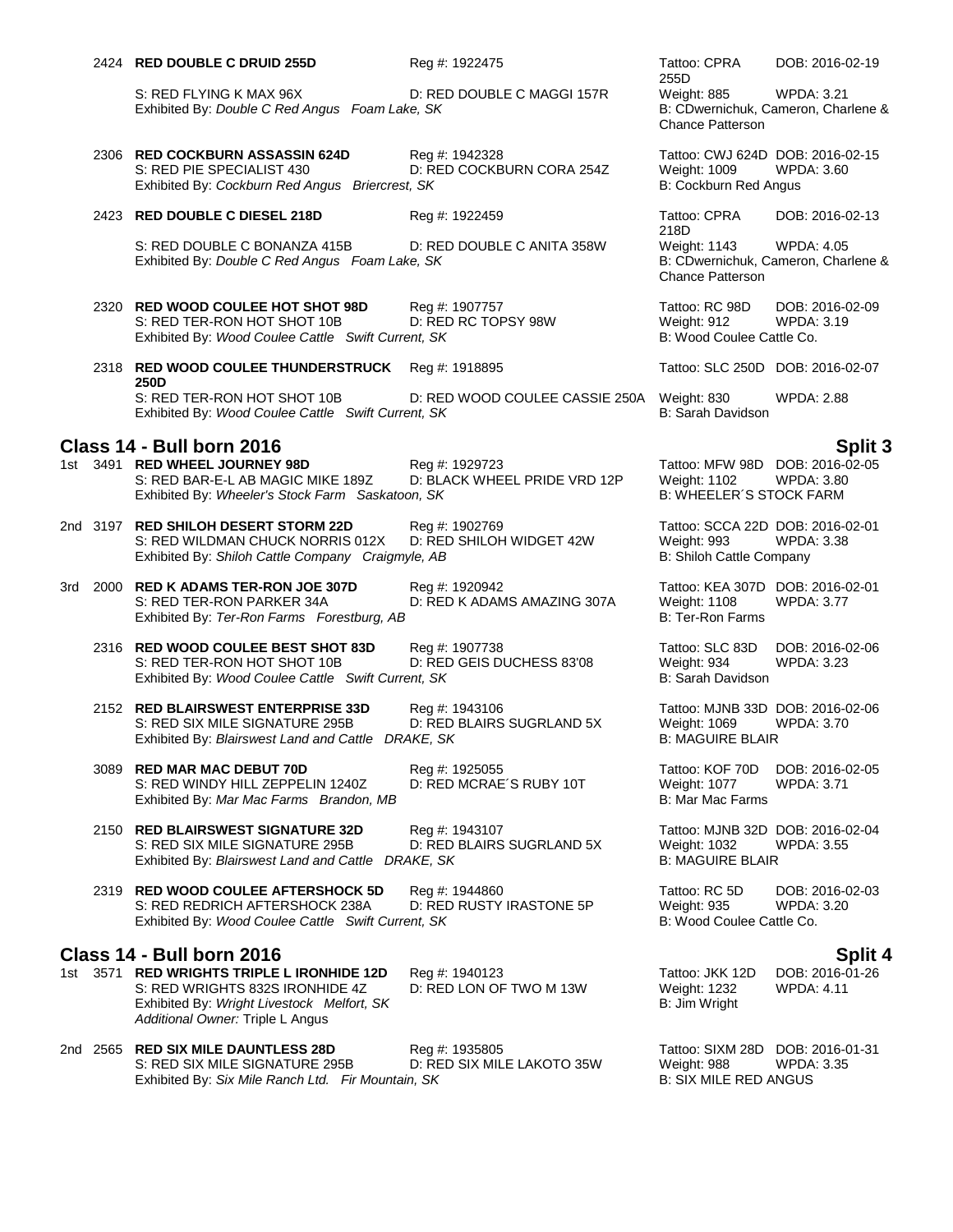2424 **RED DOUBLE C DRUID 255D** Reg #: 1922475 Tattoo: CPRA 255D DOB: 2016-02-19
S: RED FLYING K MAX 96X D: RED DOUBLE C MAGGI 157R Weight: 885 WPDA: 3.21
Exhibited By: *Double C Red Angus Foam Lake, SK* B: CDwernichuk, Cameron, Charlene & Chance Patterson

2306 **RED COCKBURN ASSASSIN 624D** Reg #: 1942328 Tattoo: CWJ 624D DOB: 2016-02-15
S: RED PIE SPECIALIST 430 D: RED COCKBURN CORA 254Z Weight: 1009 WPDA: 3.60
Exhibited By: *Cockburn Red Angus Briercrest, SK* B: Cockburn Red Angus

2423 **RED DOUBLE C DIESEL 218D** Reg #: 1922459 Tattoo: CPRA 218D DOB: 2016-02-13
S: RED DOUBLE C BONANZA 415B D: RED DOUBLE C ANITA 358W Weight: 1143 WPDA: 4.05
Exhibited By: *Double C Red Angus Foam Lake, SK* B: CDwernichuk, Cameron, Charlene & Chance Patterson

2320 **RED WOOD COULEE HOT SHOT 98D** Reg #: 1907757 Tattoo: RC 98D DOB: 2016-02-09
S: RED TER-RON HOT SHOT 10B D: RED RC TOPSY 98W Weight: 912 WPDA: 3.19
Exhibited By: *Wood Coulee Cattle Swift Current, SK* B: Wood Coulee Cattle Co.

2318 **RED WOOD COULEE THUNDERSTRUCK 250D** Reg #: 1918895 Tattoo: SLC 250D DOB: 2016-02-07
S: RED TER-RON HOT SHOT 10B D: RED WOOD COULEE CASSIE 250A Weight: 830 WPDA: 2.88
Exhibited By: *Wood Coulee Cattle Swift Current, SK* B: Sarah Davidson

## Class 14 - Bull born 2016 — Split 3

1st 3491 **RED WHEEL JOURNEY 98D** Reg #: 1929723 Tattoo: MFW 98D DOB: 2016-02-05
S: RED BAR-E-L AB MAGIC MIKE 189Z D: BLACK WHEEL PRIDE VRD 12P Weight: 1102 WPDA: 3.80
Exhibited By: *Wheeler's Stock Farm Saskatoon, SK* B: WHEELER´S STOCK FARM

2nd 3197 **RED SHILOH DESERT STORM 22D** Reg #: 1902769 Tattoo: SCCA 22D DOB: 2016-02-01
S: RED WILDMAN CHUCK NORRIS 012X D: RED SHILOH WIDGET 42W Weight: 993 WPDA: 3.38
Exhibited By: *Shiloh Cattle Company Craigmyle, AB* B: Shiloh Cattle Company

3rd 2000 **RED K ADAMS TER-RON JOE 307D** Reg #: 1920942 Tattoo: KEA 307D DOB: 2016-02-01
S: RED TER-RON PARKER 34A D: RED K ADAMS AMAZING 307A Weight: 1108 WPDA: 3.77
Exhibited By: *Ter-Ron Farms Forestburg, AB* B: Ter-Ron Farms

2316 **RED WOOD COULEE BEST SHOT 83D** Reg #: 1907738 Tattoo: SLC 83D DOB: 2016-02-06
S: RED TER-RON HOT SHOT 10B D: RED GEIS DUCHESS 83'08 Weight: 934 WPDA: 3.23
Exhibited By: *Wood Coulee Cattle Swift Current, SK* B: Sarah Davidson

2152 **RED BLAIRSWEST ENTERPRISE 33D** Reg #: 1943106 Tattoo: MJNB 33D DOB: 2016-02-06
S: RED SIX MILE SIGNATURE 295B D: RED BLAIRS SUGRLAND 5X Weight: 1069 WPDA: 3.70
Exhibited By: *Blairswest Land and Cattle DRAKE, SK* B: MAGUIRE BLAIR

3089 **RED MAR MAC DEBUT 70D** Reg #: 1925055 Tattoo: KOF 70D DOB: 2016-02-05
S: RED WINDY HILL ZEPPELIN 1240Z D: RED MCRAE´S RUBY 10T Weight: 1077 WPDA: 3.71
Exhibited By: *Mar Mac Farms Brandon, MB* B: Mar Mac Farms

2150 **RED BLAIRSWEST SIGNATURE 32D** Reg #: 1943107 Tattoo: MJNB 32D DOB: 2016-02-04
S: RED SIX MILE SIGNATURE 295B D: RED BLAIRS SUGRLAND 5X Weight: 1032 WPDA: 3.55
Exhibited By: *Blairswest Land and Cattle DRAKE, SK* B: MAGUIRE BLAIR

2319 **RED WOOD COULEE AFTERSHOCK 5D** Reg #: 1944860 Tattoo: RC 5D DOB: 2016-02-03
S: RED REDRICH AFTERSHOCK 238A D: RED RUSTY IRASTONE 5P Weight: 935 WPDA: 3.20
Exhibited By: *Wood Coulee Cattle Swift Current, SK* B: Wood Coulee Cattle Co.

## Class 14 - Bull born 2016 — Split 4

1st 3571 **RED WRIGHTS TRIPLE L IRONHIDE 12D** Reg #: 1940123 Tattoo: JKK 12D DOB: 2016-01-26
S: RED WRIGHTS 832S IRONHIDE 4Z D: RED LON OF TWO M 13W Weight: 1232 WPDA: 4.11
Exhibited By: *Wright Livestock Melfort, SK* B: Jim Wright
*Additional Owner:* Triple L Angus

2nd 2565 **RED SIX MILE DAUNTLESS 28D** Reg #: 1935805 Tattoo: SIXM 28D DOB: 2016-01-31
S: RED SIX MILE SIGNATURE 295B D: RED SIX MILE LAKOTO 35W Weight: 988 WPDA: 3.35
Exhibited By: *Six Mile Ranch Ltd. Fir Mountain, SK* B: SIX MILE RED ANGUS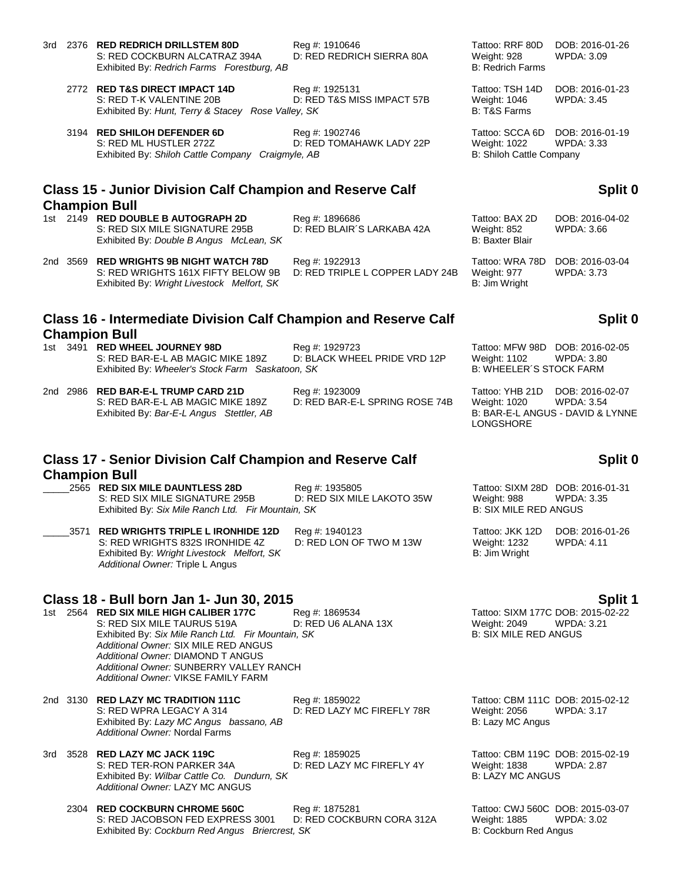3rd 2376 **RED REDRICH DRILLSTEM 80D** Reg #: 1910646 Tattoo: RRF 80D DOB: 2016-01-26
S: RED COCKBURN ALCATRAZ 394A D: RED REDRICH SIERRA 80A Weight: 928 WPDA: 3.09
Exhibited By: *Redrich Farms Forestburg, AB* B: Redrich Farms

2772 **RED T&S DIRECT IMPACT 14D** Reg #: 1925131 Tattoo: TSH 14D DOB: 2016-01-23
S: RED T-K VALENTINE 20B D: RED T&S MISS IMPACT 57B Weight: 1046 WPDA: 3.45
Exhibited By: *Hunt, Terry & Stacey Rose Valley, SK* B: T&S Farms

3194 **RED SHILOH DEFENDER 6D** Reg #: 1902746 Tattoo: SCCA 6D DOB: 2016-01-19
S: RED ML HUSTLER 272Z D: RED TOMAHAWK LADY 22P Weight: 1022 WPDA: 3.33
Exhibited By: *Shiloh Cattle Company Craigmyle, AB* B: Shiloh Cattle Company

## Class 15 - Junior Division Calf Champion and Reserve Calf Champion Bull — Split 0

1st 2149 **RED DOUBLE B AUTOGRAPH 2D** Reg #: 1896686 Tattoo: BAX 2D DOB: 2016-04-02
S: RED SIX MILE SIGNATURE 295B D: RED BLAIR´S LARKABA 42A Weight: 852 WPDA: 3.66
Exhibited By: *Double B Angus McLean, SK* B: Baxter Blair

2nd 3569 **RED WRIGHTS 9B NIGHT WATCH 78D** Reg #: 1922913 Tattoo: WRA 78D DOB: 2016-03-04
S: RED WRIGHTS 161X FIFTY BELOW 9B D: RED TRIPLE L COPPER LADY 24B Weight: 977 WPDA: 3.73
Exhibited By: *Wright Livestock Melfort, SK* B: Jim Wright

## Class 16 - Intermediate Division Calf Champion and Reserve Calf Champion Bull — Split 0

1st 3491 **RED WHEEL JOURNEY 98D** Reg #: 1929723 Tattoo: MFW 98D DOB: 2016-02-05
S: RED BAR-E-L AB MAGIC MIKE 189Z D: BLACK WHEEL PRIDE VRD 12P Weight: 1102 WPDA: 3.80
Exhibited By: *Wheeler's Stock Farm Saskatoon, SK* B: WHEELER´S STOCK FARM

2nd 2986 **RED BAR-E-L TRUMP CARD 21D** Reg #: 1923009 Tattoo: YHB 21D DOB: 2016-02-07
S: RED BAR-E-L AB MAGIC MIKE 189Z D: RED BAR-E-L SPRING ROSE 74B Weight: 1020 WPDA: 3.54
Exhibited By: *Bar-E-L Angus Stettler, AB* B: BAR-E-L ANGUS - DAVID & LYNNE LONGSHORE

## Class 17 - Senior Division Calf Champion and Reserve Calf Champion Bull — Split 0

_____2565 **RED SIX MILE DAUNTLESS 28D** Reg #: 1935805 Tattoo: SIXM 28D DOB: 2016-01-31
S: RED SIX MILE SIGNATURE 295B D: RED SIX MILE LAKOTO 35W Weight: 988 WPDA: 3.35
Exhibited By: *Six Mile Ranch Ltd. Fir Mountain, SK* B: SIX MILE RED ANGUS

_____3571 **RED WRIGHTS TRIPLE L IRONHIDE 12D** Reg #: 1940123 Tattoo: JKK 12D DOB: 2016-01-26
S: RED WRIGHTS 832S IRONHIDE 4Z D: RED LON OF TWO M 13W Weight: 1232 WPDA: 4.11
Exhibited By: *Wright Livestock Melfort, SK* B: Jim Wright
*Additional Owner:* Triple L Angus

## Class 18 - Bull born Jan 1- Jun 30, 2015 — Split 1

1st 2564 **RED SIX MILE HIGH CALIBER 177C** Reg #: 1869534 Tattoo: SIXM 177C DOB: 2015-02-22
S: RED SIX MILE TAURUS 519A D: RED U6 ALANA 13X Weight: 2049 WPDA: 3.21
Exhibited By: *Six Mile Ranch Ltd. Fir Mountain, SK* B: SIX MILE RED ANGUS
*Additional Owner:* SIX MILE RED ANGUS
*Additional Owner:* DIAMOND T ANGUS
*Additional Owner:* SUNBERRY VALLEY RANCH
*Additional Owner:* VIKSE FAMILY FARM

2nd 3130 **RED LAZY MC TRADITION 111C** Reg #: 1859022 Tattoo: CBM 111C DOB: 2015-02-12
S: RED WPRA LEGACY A 314 D: RED LAZY MC FIREFLY 78R Weight: 2056 WPDA: 3.17
Exhibited By: *Lazy MC Angus bassano, AB* B: Lazy MC Angus
*Additional Owner:* Nordal Farms

3rd 3528 **RED LAZY MC JACK 119C** Reg #: 1859025 Tattoo: CBM 119C DOB: 2015-02-19
S: RED TER-RON PARKER 34A D: RED LAZY MC FIREFLY 4Y Weight: 1838 WPDA: 2.87
Exhibited By: *Wilbar Cattle Co. Dundurn, SK* B: LAZY MC ANGUS
*Additional Owner:* LAZY MC ANGUS

2304 **RED COCKBURN CHROME 560C** Reg #: 1875281 Tattoo: CWJ 560C DOB: 2015-03-07
S: RED JACOBSON FED EXPRESS 3001 D: RED COCKBURN CORA 312A Weight: 1885 WPDA: 3.02
Exhibited By: *Cockburn Red Angus Briercrest, SK* B: Cockburn Red Angus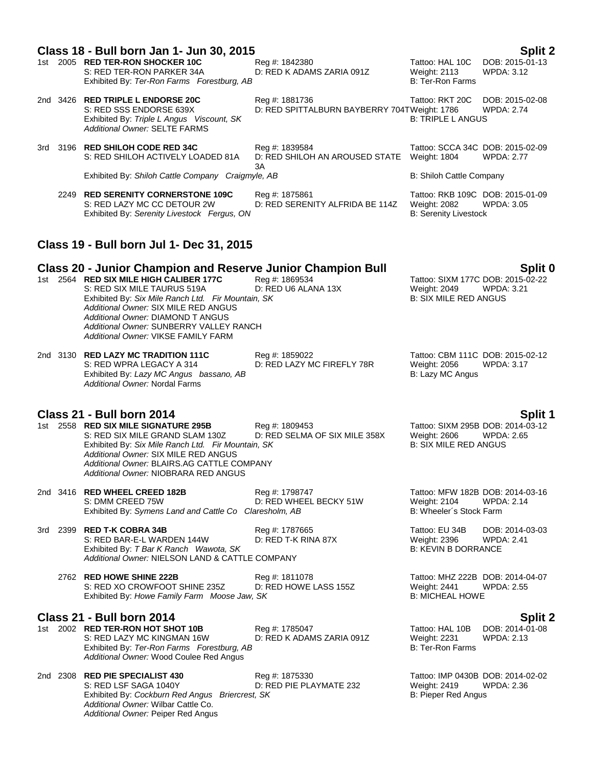## Class 18 - Bull born Jan 1- Jun 30, 2015 — Split 2

1st 2005 **RED TER-RON SHOCKER 10C** Reg #: 1842380 Tattoo: HAL 10C DOB: 2015-01-13
S: RED TER-RON PARKER 34A D: RED K ADAMS ZARIA 091Z Weight: 2113 WPDA: 3.12
Exhibited By: *Ter-Ron Farms Forestburg, AB* B: Ter-Ron Farms

2nd 3426 **RED TRIPLE L ENDORSE 20C** Reg #: 1881736 Tattoo: RKT 20C DOB: 2015-02-08
S: RED SSS ENDORSE 639X D: RED SPITTALBURN BAYBERRY 704T Weight: 1786 WPDA: 2.74
Exhibited By: *Triple L Angus Viscount, SK* B: TRIPLE L ANGUS
*Additional Owner:* SELTE FARMS

3rd 3196 **RED SHILOH CODE RED 34C** Reg #: 1839584 Tattoo: SCCA 34C DOB: 2015-02-09
S: RED SHILOH ACTIVELY LOADED 81A D: RED SHILOH AN AROUSED STATE 3A Weight: 1804 WPDA: 2.77
Exhibited By: *Shiloh Cattle Company Craigmyle, AB* B: Shiloh Cattle Company

2249 **RED SERENITY CORNERSTONE 109C** Reg #: 1875861 Tattoo: RKB 109C DOB: 2015-01-09
S: RED LAZY MC CC DETOUR 2W D: RED SERENITY ALFRIDA BE 114Z Weight: 2082 WPDA: 3.05
Exhibited By: *Serenity Livestock Fergus, ON* B: Serenity Livestock

## Class 19 - Bull born Jul 1- Dec 31, 2015

## Class 20 - Junior Champion and Reserve Junior Champion Bull — Split 0

1st 2564 **RED SIX MILE HIGH CALIBER 177C** Reg #: 1869534 Tattoo: SIXM 177C DOB: 2015-02-22
S: RED SIX MILE TAURUS 519A D: RED U6 ALANA 13X Weight: 2049 WPDA: 3.21
Exhibited By: *Six Mile Ranch Ltd. Fir Mountain, SK* B: SIX MILE RED ANGUS
*Additional Owner:* SIX MILE RED ANGUS
*Additional Owner:* DIAMOND T ANGUS
*Additional Owner:* SUNBERRY VALLEY RANCH
*Additional Owner:* VIKSE FAMILY FARM

2nd 3130 **RED LAZY MC TRADITION 111C** Reg #: 1859022 Tattoo: CBM 111C DOB: 2015-02-12
S: RED WPRA LEGACY A 314 D: RED LAZY MC FIREFLY 78R Weight: 2056 WPDA: 3.17
Exhibited By: *Lazy MC Angus bassano, AB* B: Lazy MC Angus
*Additional Owner:* Nordal Farms

## Class 21 - Bull born 2014 — Split 1

1st 2558 **RED SIX MILE SIGNATURE 295B** Reg #: 1809453 Tattoo: SIXM 295B DOB: 2014-03-12
S: RED SIX MILE GRAND SLAM 130Z D: RED SELMA OF SIX MILE 358X Weight: 2606 WPDA: 2.65
Exhibited By: *Six Mile Ranch Ltd. Fir Mountain, SK* B: SIX MILE RED ANGUS
*Additional Owner:* SIX MILE RED ANGUS
*Additional Owner:* BLAIRS.AG CATTLE COMPANY
*Additional Owner:* NIOBRARA RED ANGUS

2nd 3416 **RED WHEEL CREED 182B** Reg #: 1798747 Tattoo: MFW 182B DOB: 2014-03-16
S: DMM CREED 75W D: RED WHEEL BECKY 51W Weight: 2104 WPDA: 2.14
Exhibited By: *Symens Land and Cattle Co Claresholm, AB* B: Wheeler´s Stock Farm

3rd 2399 **RED T-K COBRA 34B** Reg #: 1787665 Tattoo: EU 34B DOB: 2014-03-03
S: RED BAR-E-L WARDEN 144W D: RED T-K RINA 87X Weight: 2396 WPDA: 2.41
Exhibited By: *T Bar K Ranch Wawota, SK* B: KEVIN B DORRANCE
*Additional Owner:* NIELSON LAND & CATTLE COMPANY

2762 **RED HOWE SHINE 222B** Reg #: 1811078 Tattoo: MHZ 222B DOB: 2014-04-07
S: RED XO CROWFOOT SHINE 235Z D: RED HOWE LASS 155Z Weight: 2441 WPDA: 2.55
Exhibited By: *Howe Family Farm Moose Jaw, SK* B: MICHEAL HOWE

## Class 21 - Bull born 2014 — Split 2

1st 2002 **RED TER-RON HOT SHOT 10B** Reg #: 1785047 Tattoo: HAL 10B DOB: 2014-01-08
S: RED LAZY MC KINGMAN 16W D: RED K ADAMS ZARIA 091Z Weight: 2231 WPDA: 2.13
Exhibited By: *Ter-Ron Farms Forestburg, AB* B: Ter-Ron Farms
*Additional Owner:* Wood Coulee Red Angus

2nd 2308 **RED PIE SPECIALIST 430** Reg #: 1875330 Tattoo: IMP 0430B DOB: 2014-02-02
S: RED LSF SAGA 1040Y D: RED PIE PLAYMATE 232 Weight: 2419 WPDA: 2.36
Exhibited By: *Cockburn Red Angus Briercrest, SK* B: Pieper Red Angus
*Additional Owner:* Wilbar Cattle Co.
*Additional Owner:* Peiper Red Angus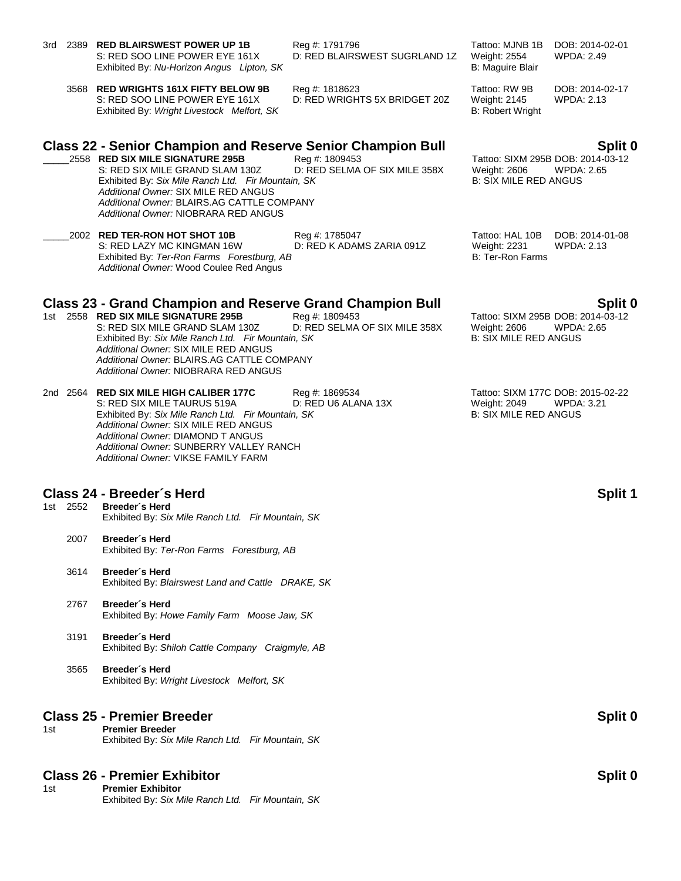3rd 2389 **RED BLAIRSWEST POWER UP 1B** Reg #: 1791796 Tattoo: MJNB 1B DOB: 2014-02-01
S: RED SOO LINE POWER EYE 161X D: RED BLAIRSWEST SUGRLAND 1Z Weight: 2554 WPDA: 2.49
Exhibited By: *Nu-Horizon Angus Lipton, SK* B: Maguire Blair

3568 **RED WRIGHTS 161X FIFTY BELOW 9B** Reg #: 1818623 Tattoo: RW 9B DOB: 2014-02-17
S: RED SOO LINE POWER EYE 161X D: RED WRIGHTS 5X BRIDGET 20Z Weight: 2145 WPDA: 2.13
Exhibited By: *Wright Livestock Melfort, SK* B: Robert Wright

## Class 22 - Senior Champion and Reserve Senior Champion Bull — Split 0

_____2558 **RED SIX MILE SIGNATURE 295B** Reg #: 1809453 Tattoo: SIXM 295B DOB: 2014-03-12
S: RED SIX MILE GRAND SLAM 130Z D: RED SELMA OF SIX MILE 358X Weight: 2606 WPDA: 2.65
Exhibited By: *Six Mile Ranch Ltd. Fir Mountain, SK* B: SIX MILE RED ANGUS
*Additional Owner:* SIX MILE RED ANGUS
*Additional Owner:* BLAIRS.AG CATTLE COMPANY
*Additional Owner:* NIOBRARA RED ANGUS

_____2002 **RED TER-RON HOT SHOT 10B** Reg #: 1785047 Tattoo: HAL 10B DOB: 2014-01-08
S: RED LAZY MC KINGMAN 16W D: RED K ADAMS ZARIA 091Z Weight: 2231 WPDA: 2.13
Exhibited By: *Ter-Ron Farms Forestburg, AB* B: Ter-Ron Farms
*Additional Owner:* Wood Coulee Red Angus

## Class 23 - Grand Champion and Reserve Grand Champion Bull — Split 0

1st 2558 **RED SIX MILE SIGNATURE 295B** Reg #: 1809453 Tattoo: SIXM 295B DOB: 2014-03-12
S: RED SIX MILE GRAND SLAM 130Z D: RED SELMA OF SIX MILE 358X Weight: 2606 WPDA: 2.65
Exhibited By: *Six Mile Ranch Ltd. Fir Mountain, SK* B: SIX MILE RED ANGUS
*Additional Owner:* SIX MILE RED ANGUS
*Additional Owner:* BLAIRS.AG CATTLE COMPANY
*Additional Owner:* NIOBRARA RED ANGUS

2nd 2564 **RED SIX MILE HIGH CALIBER 177C** Reg #: 1869534 Tattoo: SIXM 177C DOB: 2015-02-22
S: RED SIX MILE TAURUS 519A D: RED U6 ALANA 13X Weight: 2049 WPDA: 3.21
Exhibited By: *Six Mile Ranch Ltd. Fir Mountain, SK* B: SIX MILE RED ANGUS
*Additional Owner:* SIX MILE RED ANGUS
*Additional Owner:* DIAMOND T ANGUS
*Additional Owner:* SUNBERRY VALLEY RANCH
*Additional Owner:* VIKSE FAMILY FARM

## Class 24 - Breeder´s Herd — Split 1

1st 2552 **Breeder´s Herd**
Exhibited By: *Six Mile Ranch Ltd. Fir Mountain, SK*

2007 **Breeder´s Herd**
Exhibited By: *Ter-Ron Farms Forestburg, AB*

3614 **Breeder´s Herd**
Exhibited By: *Blairswest Land and Cattle DRAKE, SK*

2767 **Breeder´s Herd**
Exhibited By: *Howe Family Farm Moose Jaw, SK*

3191 **Breeder´s Herd**
Exhibited By: *Shiloh Cattle Company Craigmyle, AB*

3565 **Breeder´s Herd**
Exhibited By: *Wright Livestock Melfort, SK*

## Class 25 - Premier Breeder — Split 0

1st **Premier Breeder**
Exhibited By: *Six Mile Ranch Ltd. Fir Mountain, SK*

## Class 26 - Premier Exhibitor — Split 0

1st **Premier Exhibitor**
Exhibited By: *Six Mile Ranch Ltd. Fir Mountain, SK*